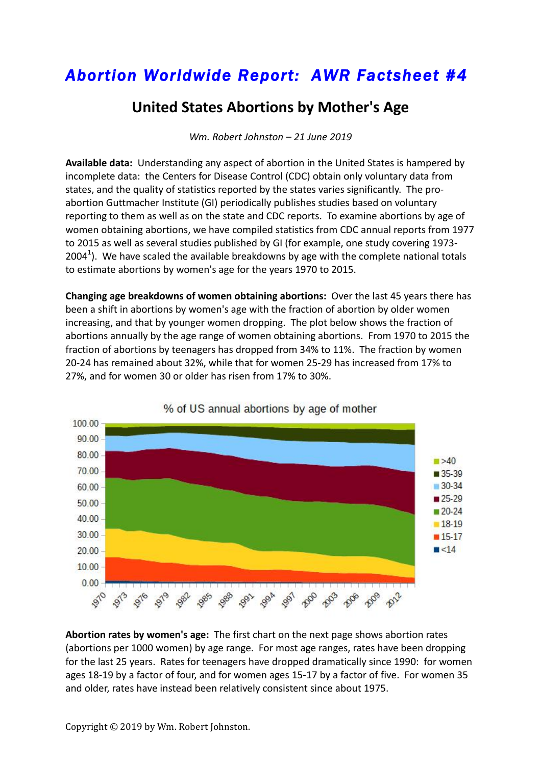# *Abortion Worldwide Report: AWR Factsheet #4*

## United States Abortions by Mother's Age

*Wm. Robert Johnston – 21 June 2019*

**Available data:** Understanding any aspect of abortion in the United States is hampered by incomplete data: the Centers for Disease Control (CDC) obtain only voluntary data from states, and the quality of statistics reported by the states varies significantly. The pro-abortion Guttmacher Institute (GI) periodically publishes studies based on voluntary reporting to them as well as on the state and CDC reports. To examine abortions by age of women obtaining abortions, we have compiled statistics from CDC annual reports from 1977 to 2015 as well as several studies published by GI (for example, one study covering 1973-2004[1]). We have scaled the available breakdowns by age with the complete national totals to estimate abortions by women's age for the years 1970 to 2015.

**Changing age breakdowns of women obtaining abortions:** Over the last 45 years there has been a shift in abortions by women's age with the fraction of abortion by older women increasing, and that by younger women dropping. The plot below shows the fraction of abortions annually by the age range of women obtaining abortions. From 1970 to 2015 the fraction of abortions by teenagers has dropped from 34% to 11%. The fraction by women 20-24 has remained about 32%, while that for women 25-29 has increased from 17% to 27%, and for women 30 or older has risen from 17% to 30%.

**Abortion rates by women's age:** The first chart on the next page shows abortion rates (abortions per 1000 women) by age range. For most age ranges, rates have been dropping for the last 25 years. Rates for teenagers have dropped dramatically since 1990: for women ages 18-19 by a factor of four, and for women ages 15-17 by a factor of five. For women 35 and older, rates have instead been relatively consistent since about 1975.

Copyright © 2019 by Wm. Robert Johnston.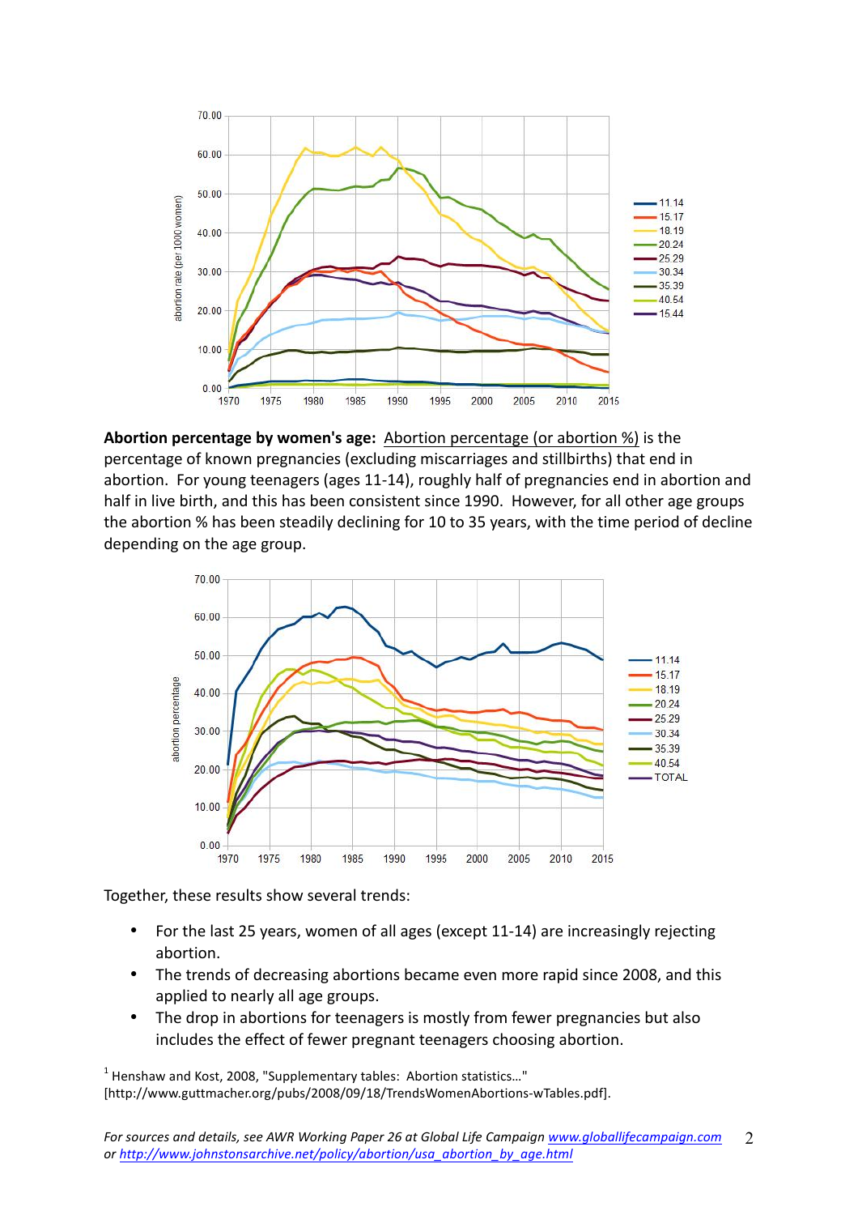70.00
60.00
50.00
40.00
30.00
20.00
10.00
0.00
1970 1975 1980 1985 1990 1995 2000 2005 2010 2015

abortion rate (per 1000 women)

11.14
15.17
18.19
20.24
25.29
30.34
35.39
40.54
15.44

**Abortion percentage by women's age:** Abortion percentage (or abortion %) is the percentage of known pregnancies (excluding miscarriages and stillbirths) that end in abortion. For young teenagers (ages 11-14), roughly half of pregnancies end in abortion and half in live birth, and this has been consistent since 1990. However, for all other age groups the abortion % has been steadily declining for 10 to 35 years, with the time period of decline depending on the age group.

70.00
60.00
50.00
40.00
30.00
20.00
10.00
0.00
1970 1975 1980 1985 1990 1995 2000 2005 2010 2015

abortion percentage

11.14
15.17
18.19
20.24
25.29
30.34
35.39
40.54
TOTAL

Together, these results show several trends:

- For the last 25 years, women of all ages (except 11-14) are increasingly rejecting abortion.
- The trends of decreasing abortions became even more rapid since 2008, and this applied to nearly all age groups.
- The drop in abortions for teenagers is mostly from fewer pregnancies but also includes the effect of fewer pregnant teenagers choosing abortion.

[1] Henshaw and Kost, 2008, "Supplementary tables: Abortion statistics…" [http://www.guttmacher.org/pubs/2008/09/18/TrendsWomenAbortions-wTables.pdf].

*For sources and details, see AWR Working Paper 26 at Global Life Campaign www.globallifecampaign.com or http://www.johnstonsarchive.net/policy/abortion/usa_abortion_by_age.html*